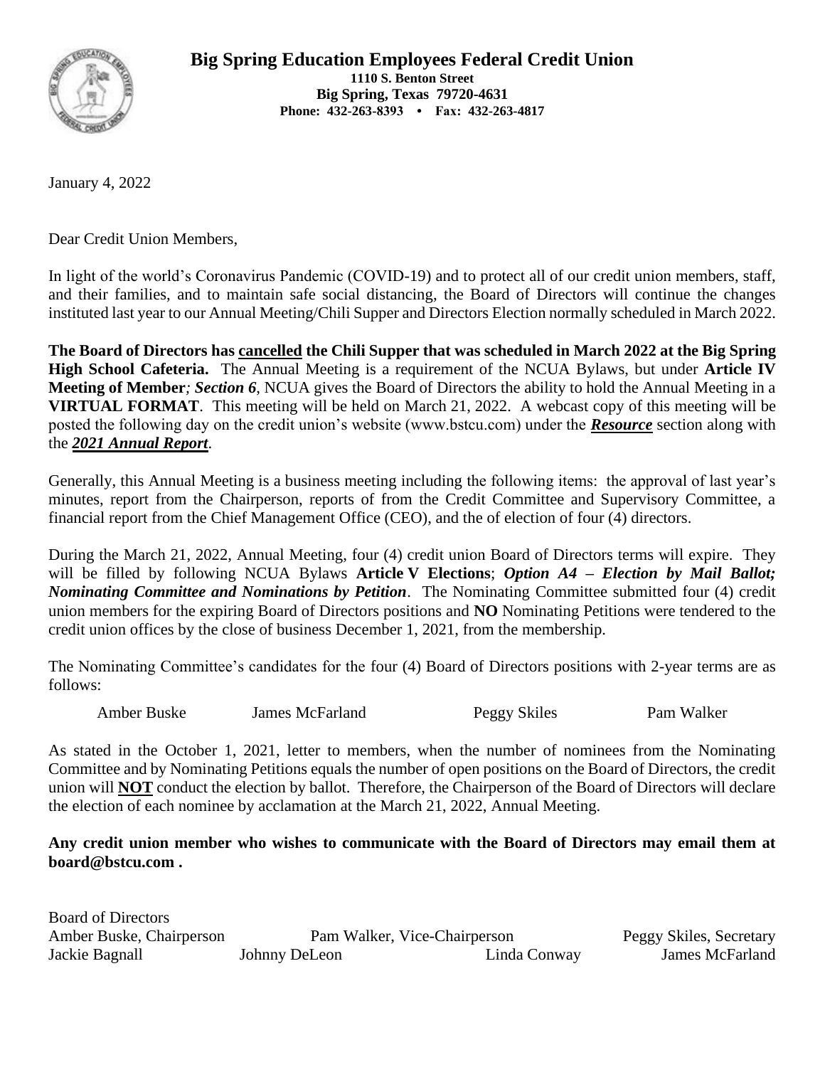# Big Spring Education Employees Federal Credit Union

**1110 S. Benton Street**
**Big Spring, Texas 79720-4631**
**Phone: 432-263-8393 • Fax: 432-263-4817**

January 4, 2022

Dear Credit Union Members,

In light of the world's Coronavirus Pandemic (COVID-19) and to protect all of our credit union members, staff, and their families, and to maintain safe social distancing, the Board of Directors will continue the changes instituted last year to our Annual Meeting/Chili Supper and Directors Election normally scheduled in March 2022.

**The Board of Directors has <u>cancelled</u> the Chili Supper that was scheduled in March 2022 at the Big Spring High School Cafeteria.** The Annual Meeting is a requirement of the NCUA Bylaws, but under **Article IV Meeting of Member***; **Section 6***, NCUA gives the Board of Directors the ability to hold the Annual Meeting in a **VIRTUAL FORMAT**. This meeting will be held on March 21, 2022. A webcast copy of this meeting will be posted the following day on the credit union's website (www.bstcu.com) under the ***<u>Resource</u>*** section along with the ***<u>2021 Annual Report</u>***.

Generally, this Annual Meeting is a business meeting including the following items: the approval of last year's minutes, report from the Chairperson, reports of from the Credit Committee and Supervisory Committee, a financial report from the Chief Management Office (CEO), and the of election of four (4) directors.

During the March 21, 2022, Annual Meeting, four (4) credit union Board of Directors terms will expire. They will be filled by following NCUA Bylaws **Article V Elections**; ***Option A4 – Election by Mail Ballot; Nominating Committee and Nominations by Petition***. The Nominating Committee submitted four (4) credit union members for the expiring Board of Directors positions and **NO** Nominating Petitions were tendered to the credit union offices by the close of business December 1, 2021, from the membership.

The Nominating Committee's candidates for the four (4) Board of Directors positions with 2-year terms are as follows:

Amber Buske    James McFarland    Peggy Skiles    Pam Walker

As stated in the October 1, 2021, letter to members, when the number of nominees from the Nominating Committee and by Nominating Petitions equals the number of open positions on the Board of Directors, the credit union will **<u>NOT</u>** conduct the election by ballot. Therefore, the Chairperson of the Board of Directors will declare the election of each nominee by acclamation at the March 21, 2022, Annual Meeting.

**Any credit union member who wishes to communicate with the Board of Directors may email them at board@bstcu.com .**

Board of Directors
Amber Buske, Chairperson    Pam Walker, Vice-Chairperson    Peggy Skiles, Secretary
Jackie Bagnall    Johnny DeLeon    Linda Conway    James McFarland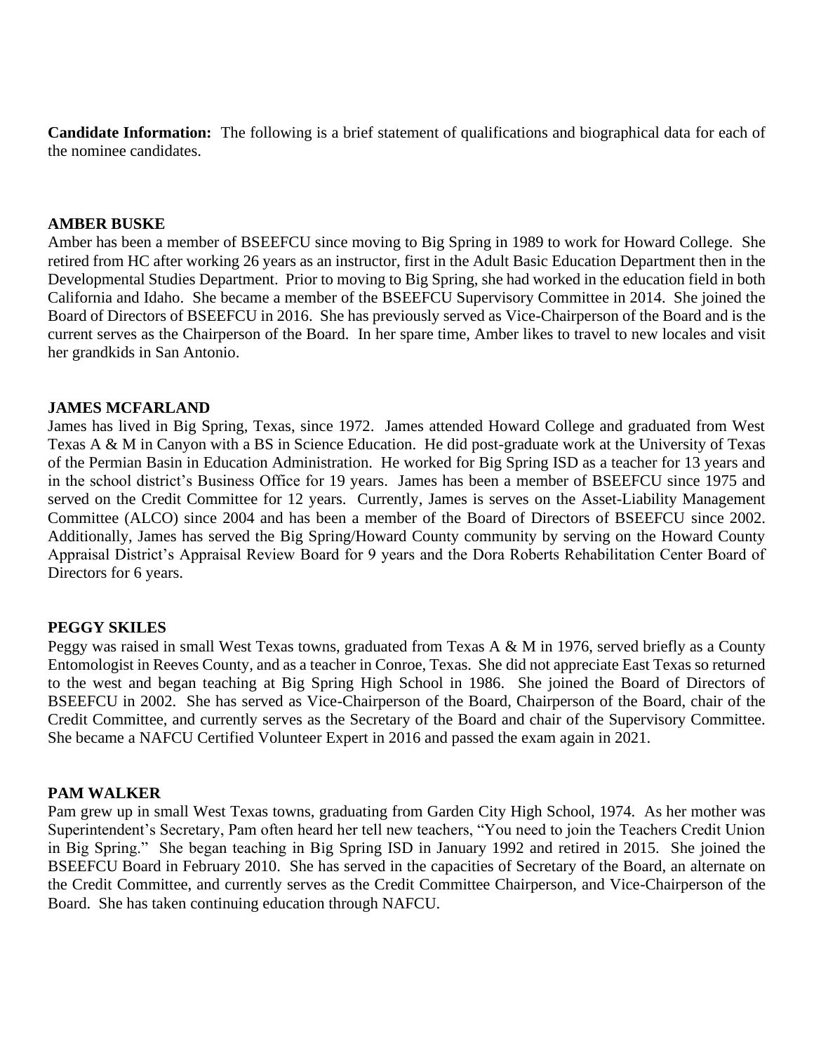**Candidate Information:** The following is a brief statement of qualifications and biographical data for each of the nominee candidates.

**AMBER BUSKE**

Amber has been a member of BSEEFCU since moving to Big Spring in 1989 to work for Howard College. She retired from HC after working 26 years as an instructor, first in the Adult Basic Education Department then in the Developmental Studies Department. Prior to moving to Big Spring, she had worked in the education field in both California and Idaho. She became a member of the BSEEFCU Supervisory Committee in 2014. She joined the Board of Directors of BSEEFCU in 2016. She has previously served as Vice-Chairperson of the Board and is the current serves as the Chairperson of the Board. In her spare time, Amber likes to travel to new locales and visit her grandkids in San Antonio.

**JAMES MCFARLAND**

James has lived in Big Spring, Texas, since 1972. James attended Howard College and graduated from West Texas A & M in Canyon with a BS in Science Education. He did post-graduate work at the University of Texas of the Permian Basin in Education Administration. He worked for Big Spring ISD as a teacher for 13 years and in the school district's Business Office for 19 years. James has been a member of BSEEFCU since 1975 and served on the Credit Committee for 12 years. Currently, James is serves on the Asset-Liability Management Committee (ALCO) since 2004 and has been a member of the Board of Directors of BSEEFCU since 2002. Additionally, James has served the Big Spring/Howard County community by serving on the Howard County Appraisal District's Appraisal Review Board for 9 years and the Dora Roberts Rehabilitation Center Board of Directors for 6 years.

**PEGGY SKILES**

Peggy was raised in small West Texas towns, graduated from Texas A & M in 1976, served briefly as a County Entomologist in Reeves County, and as a teacher in Conroe, Texas. She did not appreciate East Texas so returned to the west and began teaching at Big Spring High School in 1986. She joined the Board of Directors of BSEEFCU in 2002. She has served as Vice-Chairperson of the Board, Chairperson of the Board, chair of the Credit Committee, and currently serves as the Secretary of the Board and chair of the Supervisory Committee. She became a NAFCU Certified Volunteer Expert in 2016 and passed the exam again in 2021.

**PAM WALKER**

Pam grew up in small West Texas towns, graduating from Garden City High School, 1974. As her mother was Superintendent's Secretary, Pam often heard her tell new teachers, "You need to join the Teachers Credit Union in Big Spring." She began teaching in Big Spring ISD in January 1992 and retired in 2015. She joined the BSEEFCU Board in February 2010. She has served in the capacities of Secretary of the Board, an alternate on the Credit Committee, and currently serves as the Credit Committee Chairperson, and Vice-Chairperson of the Board. She has taken continuing education through NAFCU.